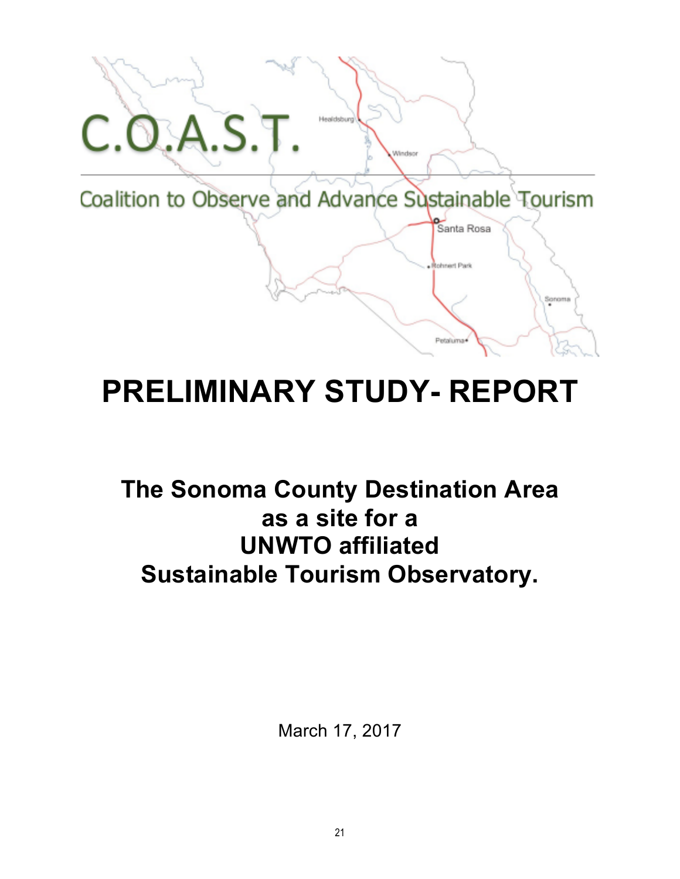C.O.A.S.T.

Coalition to Observe and Advance Sustainable Tourism

# PRELIMINARY STUDY- REPORT

## The Sonoma County Destination Area as a site for a UNWTO affiliated Sustainable Tourism Observatory.

March 17, 2017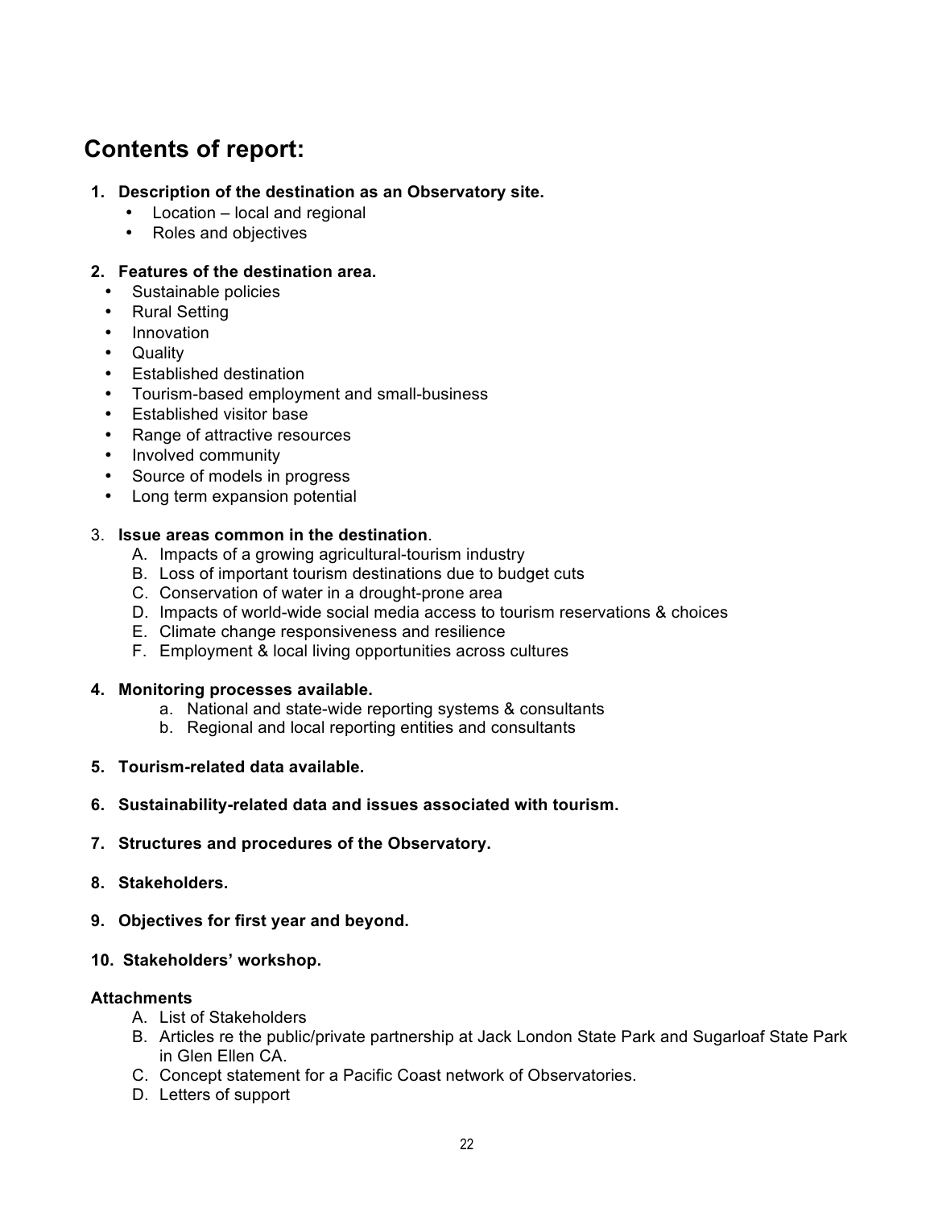# Contents of report:

1. **Description of the destination as an Observatory site.**
    - Location – local and regional
    - Roles and objectives

2. **Features of the destination area.**
    - Sustainable policies
    - Rural Setting
    - Innovation
    - Quality
    - Established destination
    - Tourism-based employment and small-business
    - Established visitor base
    - Range of attractive resources
    - Involved community
    - Source of models in progress
    - Long term expansion potential

3. **Issue areas common in the destination**.
    A. Impacts of a growing agricultural-tourism industry
    B. Loss of important tourism destinations due to budget cuts
    C. Conservation of water in a drought-prone area
    D. Impacts of world-wide social media access to tourism reservations & choices
    E. Climate change responsiveness and resilience
    F. Employment & local living opportunities across cultures

4. **Monitoring processes available.**
    a. National and state-wide reporting systems & consultants
    b. Regional and local reporting entities and consultants

5. **Tourism-related data available.**

6. **Sustainability-related data and issues associated with tourism.**

7. **Structures and procedures of the Observatory.**

8. **Stakeholders.**

9. **Objectives for first year and beyond.**

10. **Stakeholders' workshop.**

**Attachments**

A. List of Stakeholders
B. Articles re the public/private partnership at Jack London State Park and Sugarloaf State Park in Glen Ellen CA.
C. Concept statement for a Pacific Coast network of Observatories.
D. Letters of support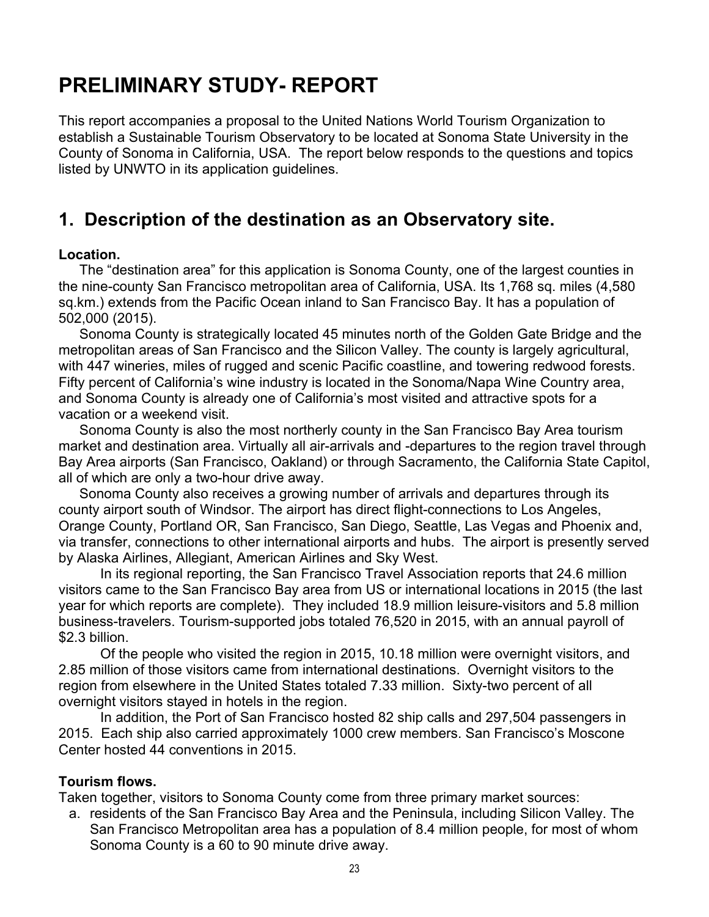# PRELIMINARY STUDY- REPORT

This report accompanies a proposal to the United Nations World Tourism Organization to establish a Sustainable Tourism Observatory to be located at Sonoma State University in the County of Sonoma in California, USA. The report below responds to the questions and topics listed by UNWTO in its application guidelines.

## 1. Description of the destination as an Observatory site.

**Location.**

The “destination area” for this application is Sonoma County, one of the largest counties in the nine-county San Francisco metropolitan area of California, USA. Its 1,768 sq. miles (4,580 sq.km.) extends from the Pacific Ocean inland to San Francisco Bay. It has a population of 502,000 (2015).

Sonoma County is strategically located 45 minutes north of the Golden Gate Bridge and the metropolitan areas of San Francisco and the Silicon Valley. The county is largely agricultural, with 447 wineries, miles of rugged and scenic Pacific coastline, and towering redwood forests. Fifty percent of California’s wine industry is located in the Sonoma/Napa Wine Country area, and Sonoma County is already one of California’s most visited and attractive spots for a vacation or a weekend visit.

Sonoma County is also the most northerly county in the San Francisco Bay Area tourism market and destination area. Virtually all air-arrivals and -departures to the region travel through Bay Area airports (San Francisco, Oakland) or through Sacramento, the California State Capitol, all of which are only a two-hour drive away.

Sonoma County also receives a growing number of arrivals and departures through its county airport south of Windsor. The airport has direct flight-connections to Los Angeles, Orange County, Portland OR, San Francisco, San Diego, Seattle, Las Vegas and Phoenix and, via transfer, connections to other international airports and hubs. The airport is presently served by Alaska Airlines, Allegiant, American Airlines and Sky West.

In its regional reporting, the San Francisco Travel Association reports that 24.6 million visitors came to the San Francisco Bay area from US or international locations in 2015 (the last year for which reports are complete). They included 18.9 million leisure-visitors and 5.8 million business-travelers. Tourism-supported jobs totaled 76,520 in 2015, with an annual payroll of $2.3 billion.

Of the people who visited the region in 2015, 10.18 million were overnight visitors, and 2.85 million of those visitors came from international destinations. Overnight visitors to the region from elsewhere in the United States totaled 7.33 million. Sixty-two percent of all overnight visitors stayed in hotels in the region.

In addition, the Port of San Francisco hosted 82 ship calls and 297,504 passengers in 2015. Each ship also carried approximately 1000 crew members. San Francisco’s Moscone Center hosted 44 conventions in 2015.

**Tourism flows.**

Taken together, visitors to Sonoma County come from three primary market sources:

a. residents of the San Francisco Bay Area and the Peninsula, including Silicon Valley. The San Francisco Metropolitan area has a population of 8.4 million people, for most of whom Sonoma County is a 60 to 90 minute drive away.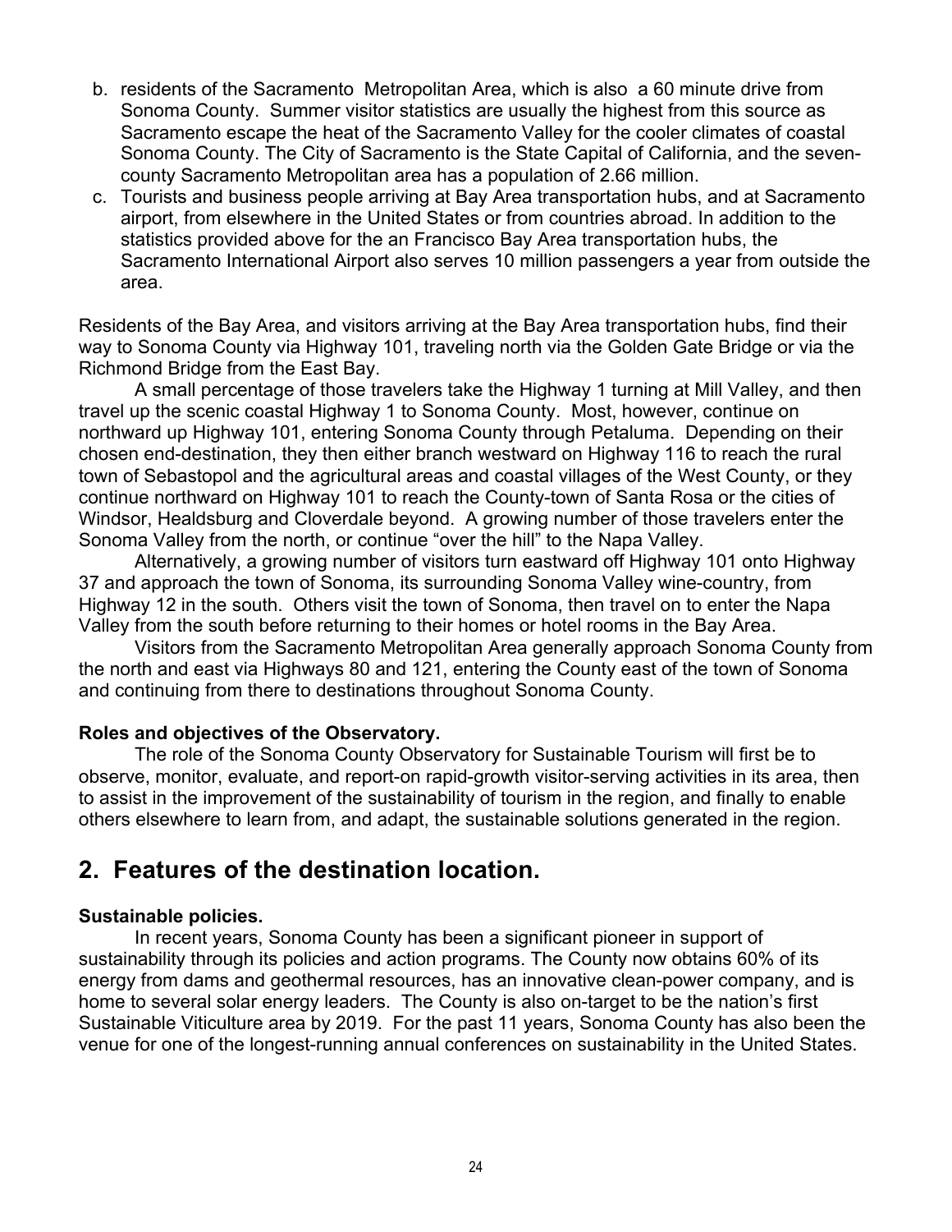b. residents of the Sacramento Metropolitan Area, which is also a 60 minute drive from Sonoma County. Summer visitor statistics are usually the highest from this source as Sacramento escape the heat of the Sacramento Valley for the cooler climates of coastal Sonoma County. The City of Sacramento is the State Capital of California, and the seven-county Sacramento Metropolitan area has a population of 2.66 million.
c. Tourists and business people arriving at Bay Area transportation hubs, and at Sacramento airport, from elsewhere in the United States or from countries abroad. In addition to the statistics provided above for the an Francisco Bay Area transportation hubs, the Sacramento International Airport also serves 10 million passengers a year from outside the area.

Residents of the Bay Area, and visitors arriving at the Bay Area transportation hubs, find their way to Sonoma County via Highway 101, traveling north via the Golden Gate Bridge or via the Richmond Bridge from the East Bay.

A small percentage of those travelers take the Highway 1 turning at Mill Valley, and then travel up the scenic coastal Highway 1 to Sonoma County. Most, however, continue on northward up Highway 101, entering Sonoma County through Petaluma. Depending on their chosen end-destination, they then either branch westward on Highway 116 to reach the rural town of Sebastopol and the agricultural areas and coastal villages of the West County, or they continue northward on Highway 101 to reach the County-town of Santa Rosa or the cities of Windsor, Healdsburg and Cloverdale beyond. A growing number of those travelers enter the Sonoma Valley from the north, or continue "over the hill" to the Napa Valley.

Alternatively, a growing number of visitors turn eastward off Highway 101 onto Highway 37 and approach the town of Sonoma, its surrounding Sonoma Valley wine-country, from Highway 12 in the south. Others visit the town of Sonoma, then travel on to enter the Napa Valley from the south before returning to their homes or hotel rooms in the Bay Area.

Visitors from the Sacramento Metropolitan Area generally approach Sonoma County from the north and east via Highways 80 and 121, entering the County east of the town of Sonoma and continuing from there to destinations throughout Sonoma County.

**Roles and objectives of the Observatory.**

The role of the Sonoma County Observatory for Sustainable Tourism will first be to observe, monitor, evaluate, and report-on rapid-growth visitor-serving activities in its area, then to assist in the improvement of the sustainability of tourism in the region, and finally to enable others elsewhere to learn from, and adapt, the sustainable solutions generated in the region.

## 2. Features of the destination location.

**Sustainable policies.**

In recent years, Sonoma County has been a significant pioneer in support of sustainability through its policies and action programs. The County now obtains 60% of its energy from dams and geothermal resources, has an innovative clean-power company, and is home to several solar energy leaders. The County is also on-target to be the nation's first Sustainable Viticulture area by 2019. For the past 11 years, Sonoma County has also been the venue for one of the longest-running annual conferences on sustainability in the United States.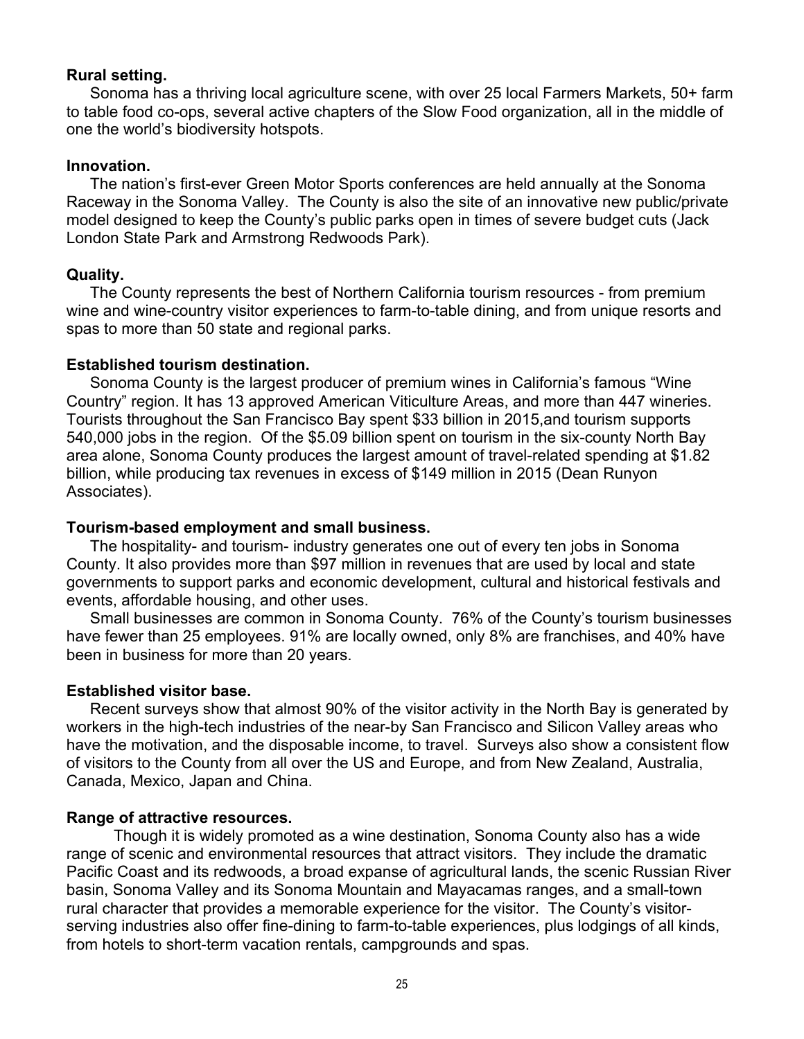**Rural setting.**

Sonoma has a thriving local agriculture scene, with over 25 local Farmers Markets, 50+ farm to table food co-ops, several active chapters of the Slow Food organization, all in the middle of one the world's biodiversity hotspots.

**Innovation.**

The nation's first-ever Green Motor Sports conferences are held annually at the Sonoma Raceway in the Sonoma Valley. The County is also the site of an innovative new public/private model designed to keep the County's public parks open in times of severe budget cuts (Jack London State Park and Armstrong Redwoods Park).

**Quality.**

The County represents the best of Northern California tourism resources - from premium wine and wine-country visitor experiences to farm-to-table dining, and from unique resorts and spas to more than 50 state and regional parks.

**Established tourism destination.**

Sonoma County is the largest producer of premium wines in California's famous "Wine Country" region. It has 13 approved American Viticulture Areas, and more than 447 wineries. Tourists throughout the San Francisco Bay spent $33 billion in 2015,and tourism supports 540,000 jobs in the region. Of the $5.09 billion spent on tourism in the six-county North Bay area alone, Sonoma County produces the largest amount of travel-related spending at $1.82 billion, while producing tax revenues in excess of $149 million in 2015 (Dean Runyon Associates).

**Tourism-based employment and small business.**

The hospitality- and tourism- industry generates one out of every ten jobs in Sonoma County. It also provides more than $97 million in revenues that are used by local and state governments to support parks and economic development, cultural and historical festivals and events, affordable housing, and other uses.

Small businesses are common in Sonoma County. 76% of the County's tourism businesses have fewer than 25 employees. 91% are locally owned, only 8% are franchises, and 40% have been in business for more than 20 years.

**Established visitor base.**

Recent surveys show that almost 90% of the visitor activity in the North Bay is generated by workers in the high-tech industries of the near-by San Francisco and Silicon Valley areas who have the motivation, and the disposable income, to travel. Surveys also show a consistent flow of visitors to the County from all over the US and Europe, and from New Zealand, Australia, Canada, Mexico, Japan and China.

**Range of attractive resources.**

Though it is widely promoted as a wine destination, Sonoma County also has a wide range of scenic and environmental resources that attract visitors. They include the dramatic Pacific Coast and its redwoods, a broad expanse of agricultural lands, the scenic Russian River basin, Sonoma Valley and its Sonoma Mountain and Mayacamas ranges, and a small-town rural character that provides a memorable experience for the visitor. The County's visitor-serving industries also offer fine-dining to farm-to-table experiences, plus lodgings of all kinds, from hotels to short-term vacation rentals, campgrounds and spas.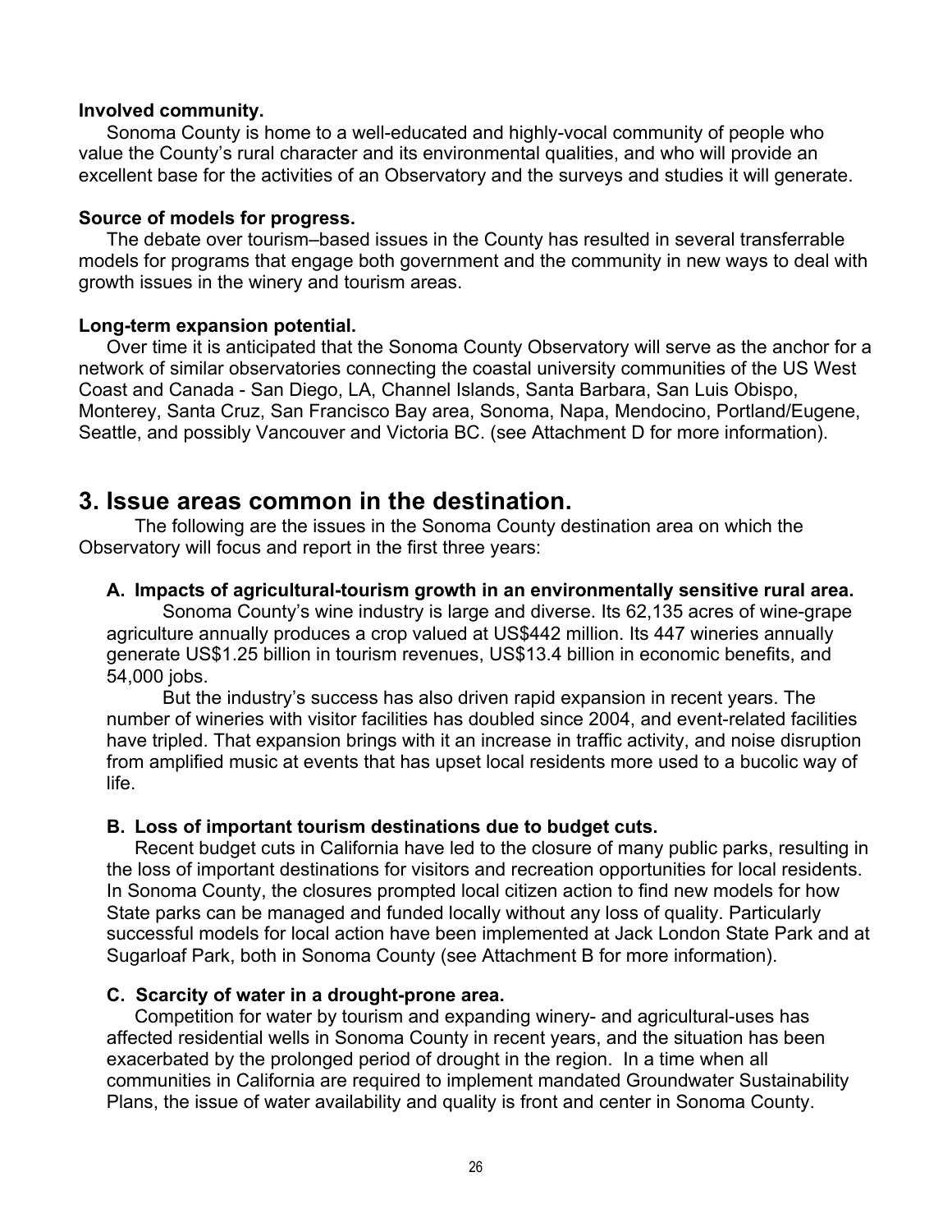**Involved community.**

Sonoma County is home to a well-educated and highly-vocal community of people who value the County's rural character and its environmental qualities, and who will provide an excellent base for the activities of an Observatory and the surveys and studies it will generate.

**Source of models for progress.**

The debate over tourism–based issues in the County has resulted in several transferrable models for programs that engage both government and the community in new ways to deal with growth issues in the winery and tourism areas.

**Long-term expansion potential.**

Over time it is anticipated that the Sonoma County Observatory will serve as the anchor for a network of similar observatories connecting the coastal university communities of the US West Coast and Canada - San Diego, LA, Channel Islands, Santa Barbara, San Luis Obispo, Monterey, Santa Cruz, San Francisco Bay area, Sonoma, Napa, Mendocino, Portland/Eugene, Seattle, and possibly Vancouver and Victoria BC. (see Attachment D for more information).

## 3. Issue areas common in the destination.

The following are the issues in the Sonoma County destination area on which the Observatory will focus and report in the first three years:

### A. Impacts of agricultural-tourism growth in an environmentally sensitive rural area.

Sonoma County's wine industry is large and diverse. Its 62,135 acres of wine-grape agriculture annually produces a crop valued at US$442 million. Its 447 wineries annually generate US$1.25 billion in tourism revenues, US$13.4 billion in economic benefits, and 54,000 jobs.

But the industry's success has also driven rapid expansion in recent years. The number of wineries with visitor facilities has doubled since 2004, and event-related facilities have tripled. That expansion brings with it an increase in traffic activity, and noise disruption from amplified music at events that has upset local residents more used to a bucolic way of life.

### B. Loss of important tourism destinations due to budget cuts.

Recent budget cuts in California have led to the closure of many public parks, resulting in the loss of important destinations for visitors and recreation opportunities for local residents. In Sonoma County, the closures prompted local citizen action to find new models for how State parks can be managed and funded locally without any loss of quality. Particularly successful models for local action have been implemented at Jack London State Park and at Sugarloaf Park, both in Sonoma County (see Attachment B for more information).

### C. Scarcity of water in a drought-prone area.

Competition for water by tourism and expanding winery- and agricultural-uses has affected residential wells in Sonoma County in recent years, and the situation has been exacerbated by the prolonged period of drought in the region. In a time when all communities in California are required to implement mandated Groundwater Sustainability Plans, the issue of water availability and quality is front and center in Sonoma County.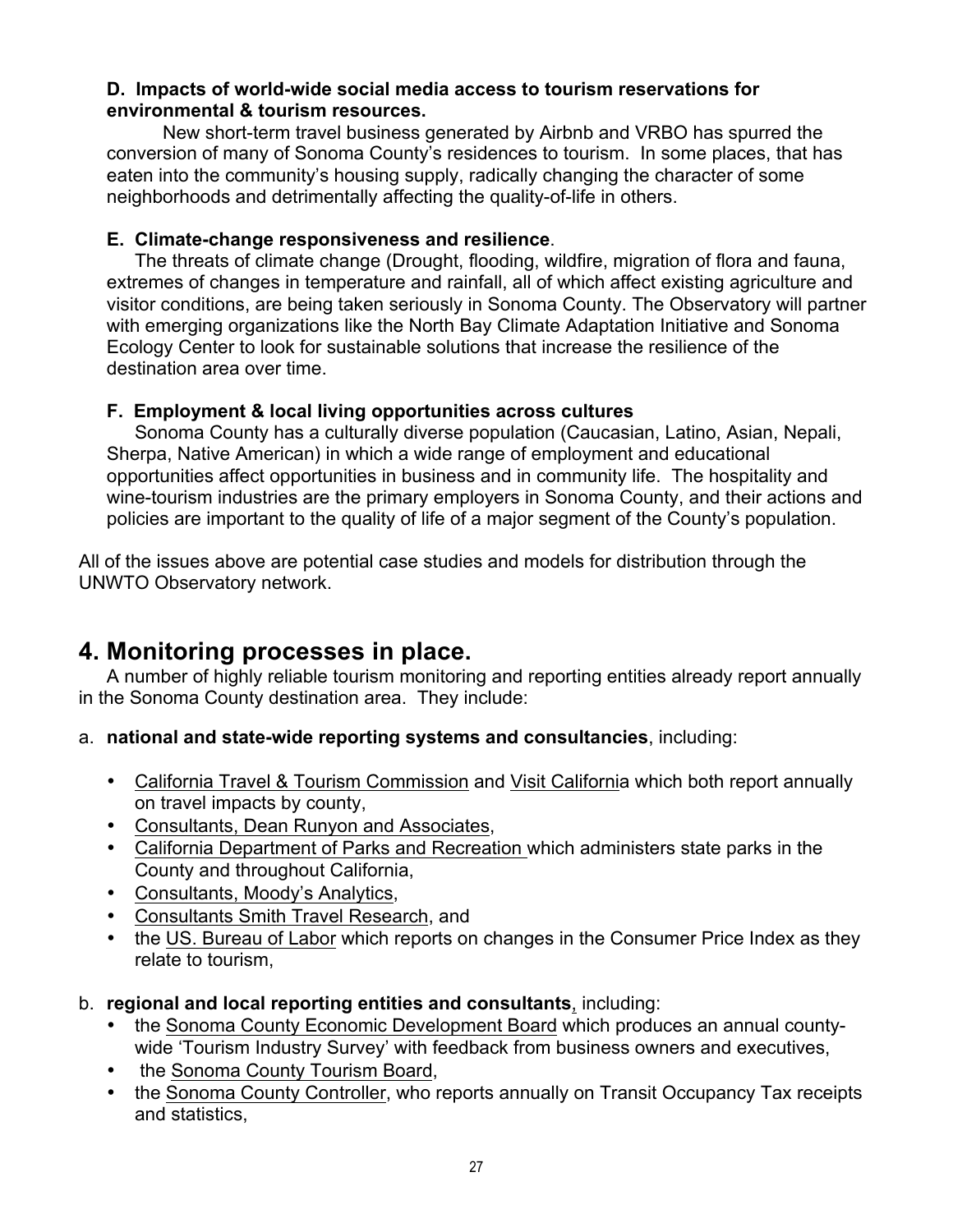**D. Impacts of world-wide social media access to tourism reservations for environmental & tourism resources.**

New short-term travel business generated by Airbnb and VRBO has spurred the conversion of many of Sonoma County's residences to tourism. In some places, that has eaten into the community's housing supply, radically changing the character of some neighborhoods and detrimentally affecting the quality-of-life in others.

**E. Climate-change responsiveness and resilience**.

The threats of climate change (Drought, flooding, wildfire, migration of flora and fauna, extremes of changes in temperature and rainfall, all of which affect existing agriculture and visitor conditions, are being taken seriously in Sonoma County. The Observatory will partner with emerging organizations like the North Bay Climate Adaptation Initiative and Sonoma Ecology Center to look for sustainable solutions that increase the resilience of the destination area over time.

**F. Employment & local living opportunities across cultures**

Sonoma County has a culturally diverse population (Caucasian, Latino, Asian, Nepali, Sherpa, Native American) in which a wide range of employment and educational opportunities affect opportunities in business and in community life. The hospitality and wine-tourism industries are the primary employers in Sonoma County, and their actions and policies are important to the quality of life of a major segment of the County's population.

All of the issues above are potential case studies and models for distribution through the UNWTO Observatory network.

# 4. Monitoring processes in place.

A number of highly reliable tourism monitoring and reporting entities already report annually in the Sonoma County destination area. They include:

a. **national and state-wide reporting systems and consultancies**, including:

- California Travel & Tourism Commission and Visit California which both report annually on travel impacts by county,
- Consultants, Dean Runyon and Associates,
- California Department of Parks and Recreation which administers state parks in the County and throughout California,
- Consultants, Moody's Analytics,
- Consultants Smith Travel Research, and
- the US. Bureau of Labor which reports on changes in the Consumer Price Index as they relate to tourism,

b. **regional and local reporting entities and consultants**, including:

- the Sonoma County Economic Development Board which produces an annual county-wide 'Tourism Industry Survey' with feedback from business owners and executives,
- the Sonoma County Tourism Board,
- the Sonoma County Controller, who reports annually on Transit Occupancy Tax receipts and statistics,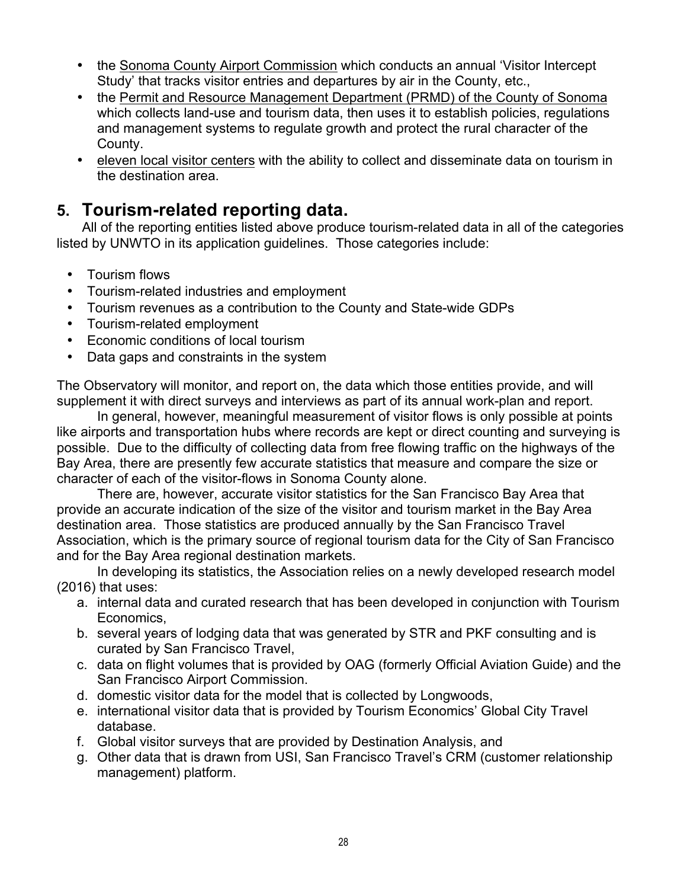- the <u>Sonoma County Airport Commission</u> which conducts an annual 'Visitor Intercept Study' that tracks visitor entries and departures by air in the County, etc.,
- the <u>Permit and Resource Management Department (PRMD) of the County of Sonoma</u> which collects land-use and tourism data, then uses it to establish policies, regulations and management systems to regulate growth and protect the rural character of the County.
- <u>eleven local visitor centers</u> with the ability to collect and disseminate data on tourism in the destination area.

## 5. Tourism-related reporting data.

All of the reporting entities listed above produce tourism-related data in all of the categories listed by UNWTO in its application guidelines. Those categories include:

- Tourism flows
- Tourism-related industries and employment
- Tourism revenues as a contribution to the County and State-wide GDPs
- Tourism-related employment
- Economic conditions of local tourism
- Data gaps and constraints in the system

The Observatory will monitor, and report on, the data which those entities provide, and will supplement it with direct surveys and interviews as part of its annual work-plan and report.

In general, however, meaningful measurement of visitor flows is only possible at points like airports and transportation hubs where records are kept or direct counting and surveying is possible. Due to the difficulty of collecting data from free flowing traffic on the highways of the Bay Area, there are presently few accurate statistics that measure and compare the size or character of each of the visitor-flows in Sonoma County alone.

There are, however, accurate visitor statistics for the San Francisco Bay Area that provide an accurate indication of the size of the visitor and tourism market in the Bay Area destination area. Those statistics are produced annually by the San Francisco Travel Association, which is the primary source of regional tourism data for the City of San Francisco and for the Bay Area regional destination markets.

In developing its statistics, the Association relies on a newly developed research model (2016) that uses:

a. internal data and curated research that has been developed in conjunction with Tourism Economics,
b. several years of lodging data that was generated by STR and PKF consulting and is curated by San Francisco Travel,
c. data on flight volumes that is provided by OAG (formerly Official Aviation Guide) and the San Francisco Airport Commission.
d. domestic visitor data for the model that is collected by Longwoods,
e. international visitor data that is provided by Tourism Economics' Global City Travel database.
f. Global visitor surveys that are provided by Destination Analysis, and
g. Other data that is drawn from USI, San Francisco Travel's CRM (customer relationship management) platform.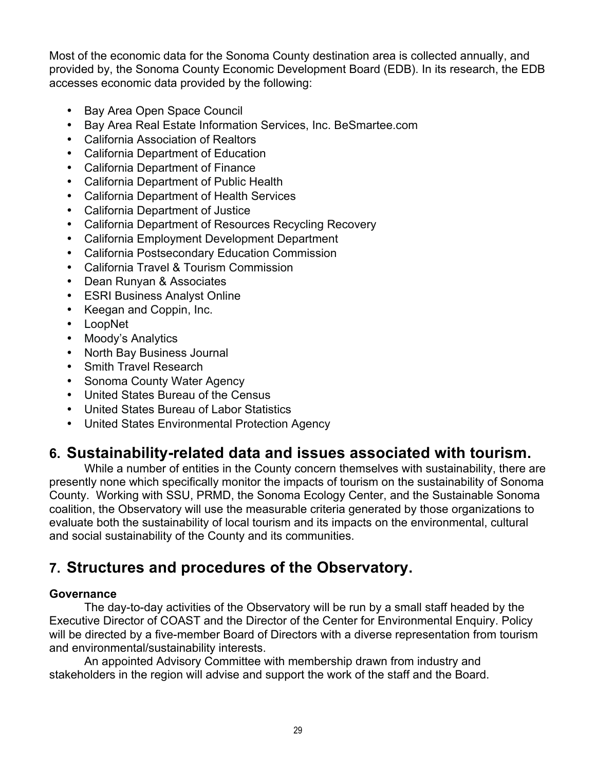Most of the economic data for the Sonoma County destination area is collected annually, and provided by, the Sonoma County Economic Development Board (EDB). In its research, the EDB accesses economic data provided by the following:

- Bay Area Open Space Council
- Bay Area Real Estate Information Services, Inc. BeSmartee.com
- California Association of Realtors
- California Department of Education
- California Department of Finance
- California Department of Public Health
- California Department of Health Services
- California Department of Justice
- California Department of Resources Recycling Recovery
- California Employment Development Department
- California Postsecondary Education Commission
- California Travel & Tourism Commission
- Dean Runyan & Associates
- ESRI Business Analyst Online
- Keegan and Coppin, Inc.
- LoopNet
- Moody's Analytics
- North Bay Business Journal
- Smith Travel Research
- Sonoma County Water Agency
- United States Bureau of the Census
- United States Bureau of Labor Statistics
- United States Environmental Protection Agency

## 6. Sustainability-related data and issues associated with tourism.

While a number of entities in the County concern themselves with sustainability, there are presently none which specifically monitor the impacts of tourism on the sustainability of Sonoma County. Working with SSU, PRMD, the Sonoma Ecology Center, and the Sustainable Sonoma coalition, the Observatory will use the measurable criteria generated by those organizations to evaluate both the sustainability of local tourism and its impacts on the environmental, cultural and social sustainability of the County and its communities.

## 7. Structures and procedures of the Observatory.

**Governance**

The day-to-day activities of the Observatory will be run by a small staff headed by the Executive Director of COAST and the Director of the Center for Environmental Enquiry. Policy will be directed by a five-member Board of Directors with a diverse representation from tourism and environmental/sustainability interests.

An appointed Advisory Committee with membership drawn from industry and stakeholders in the region will advise and support the work of the staff and the Board.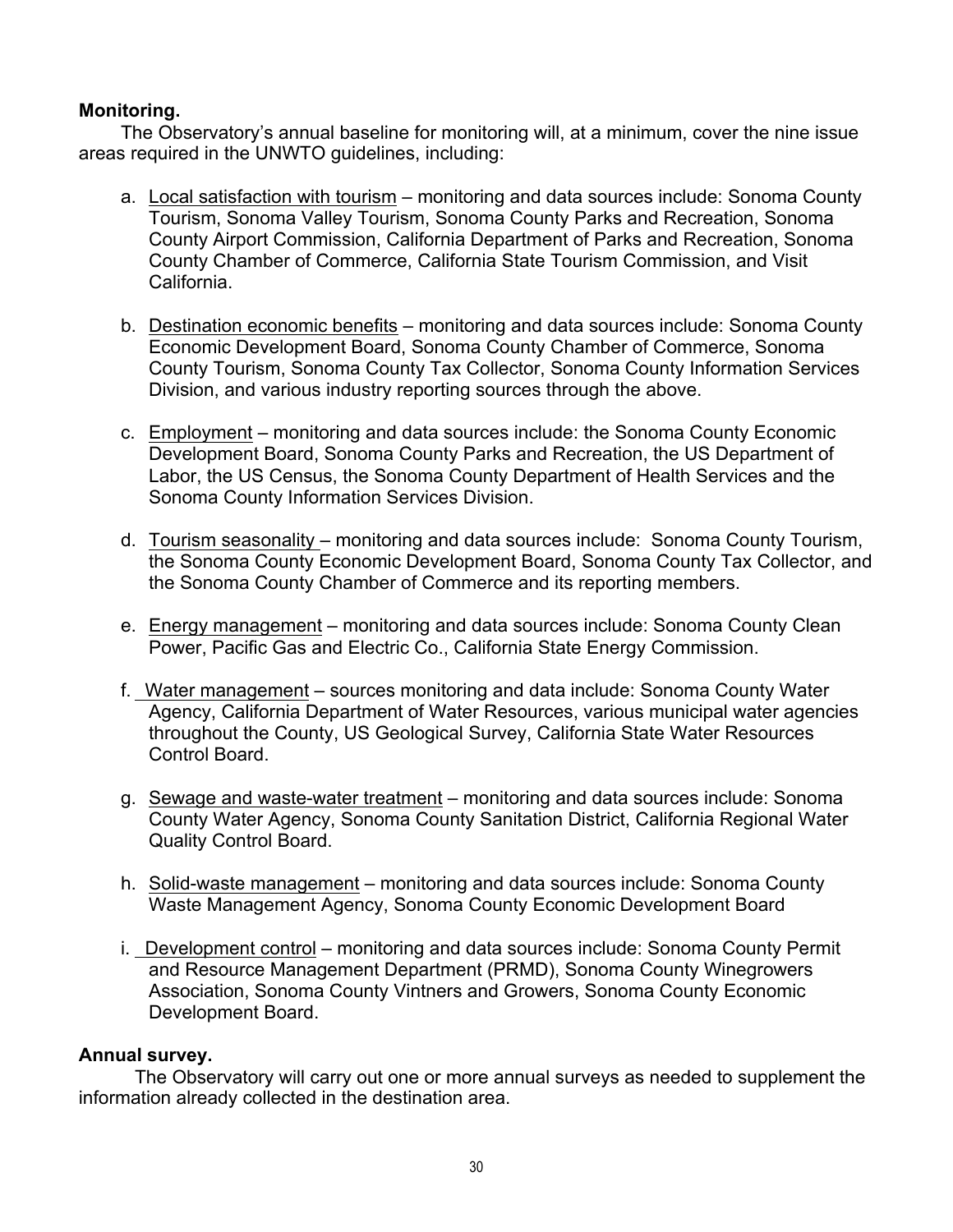**Monitoring.**

The Observatory's annual baseline for monitoring will, at a minimum, cover the nine issue areas required in the UNWTO guidelines, including:

a. Local satisfaction with tourism – monitoring and data sources include: Sonoma County Tourism, Sonoma Valley Tourism, Sonoma County Parks and Recreation, Sonoma County Airport Commission, California Department of Parks and Recreation, Sonoma County Chamber of Commerce, California State Tourism Commission, and Visit California.

b. Destination economic benefits – monitoring and data sources include: Sonoma County Economic Development Board, Sonoma County Chamber of Commerce, Sonoma County Tourism, Sonoma County Tax Collector, Sonoma County Information Services Division, and various industry reporting sources through the above.

c. Employment – monitoring and data sources include: the Sonoma County Economic Development Board, Sonoma County Parks and Recreation, the US Department of Labor, the US Census, the Sonoma County Department of Health Services and the Sonoma County Information Services Division.

d. Tourism seasonality – monitoring and data sources include: Sonoma County Tourism, the Sonoma County Economic Development Board, Sonoma County Tax Collector, and the Sonoma County Chamber of Commerce and its reporting members.

e. Energy management – monitoring and data sources include: Sonoma County Clean Power, Pacific Gas and Electric Co., California State Energy Commission.

f. Water management – sources monitoring and data include: Sonoma County Water Agency, California Department of Water Resources, various municipal water agencies throughout the County, US Geological Survey, California State Water Resources Control Board.

g. Sewage and waste-water treatment – monitoring and data sources include: Sonoma County Water Agency, Sonoma County Sanitation District, California Regional Water Quality Control Board.

h. Solid-waste management – monitoring and data sources include: Sonoma County Waste Management Agency, Sonoma County Economic Development Board

i. Development control – monitoring and data sources include: Sonoma County Permit and Resource Management Department (PRMD), Sonoma County Winegrowers Association, Sonoma County Vintners and Growers, Sonoma County Economic Development Board.

**Annual survey.**

The Observatory will carry out one or more annual surveys as needed to supplement the information already collected in the destination area.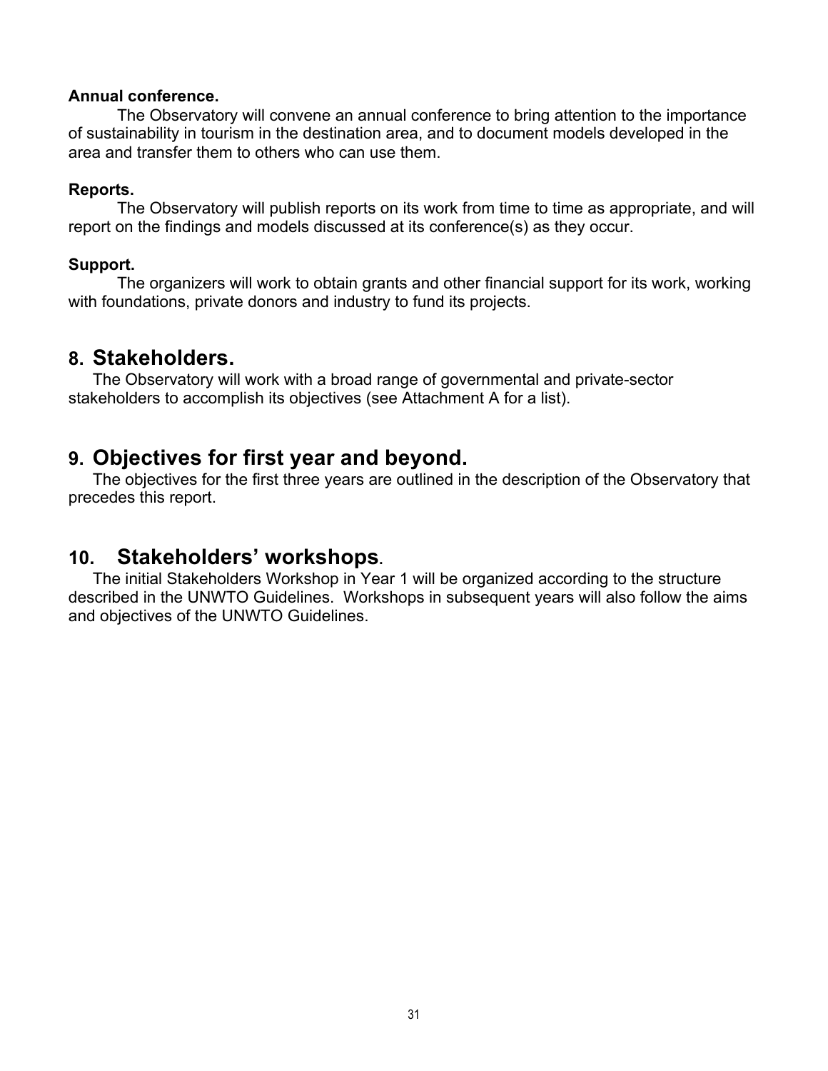**Annual conference.**

The Observatory will convene an annual conference to bring attention to the importance of sustainability in tourism in the destination area, and to document models developed in the area and transfer them to others who can use them.

**Reports.**

The Observatory will publish reports on its work from time to time as appropriate, and will report on the findings and models discussed at its conference(s) as they occur.

**Support.**

The organizers will work to obtain grants and other financial support for its work, working with foundations, private donors and industry to fund its projects.

## 8. Stakeholders.

The Observatory will work with a broad range of governmental and private-sector stakeholders to accomplish its objectives (see Attachment A for a list).

## 9. Objectives for first year and beyond.

The objectives for the first three years are outlined in the description of the Observatory that precedes this report.

## 10. Stakeholders' workshops.

The initial Stakeholders Workshop in Year 1 will be organized according to the structure described in the UNWTO Guidelines. Workshops in subsequent years will also follow the aims and objectives of the UNWTO Guidelines.